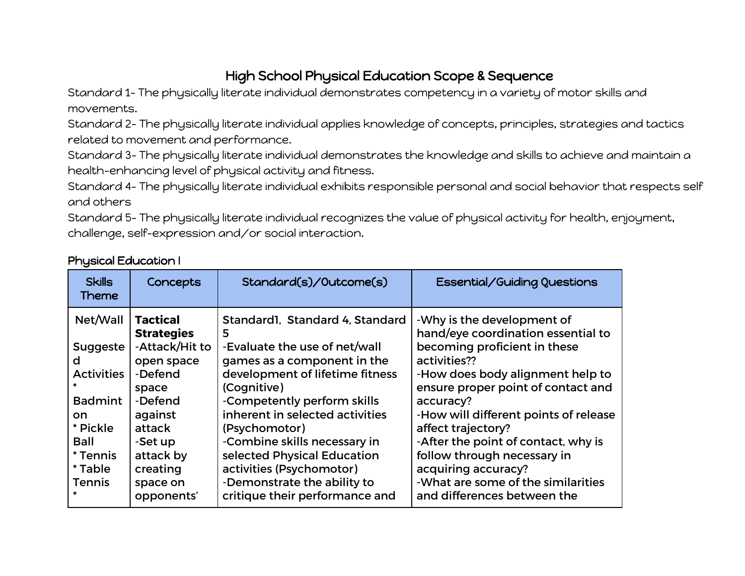# High School Physical Education Scope & Sequence

Standard 1- The physically literate individual demonstrates competency in a variety of motor skills and movements.
Standard 2- The physically literate individual applies knowledge of concepts, principles, strategies and tactics related to movement and performance.
Standard 3- The physically literate individual demonstrates the knowledge and skills to achieve and maintain a health-enhancing level of physical activity and fitness.
Standard 4- The physically literate individual exhibits responsible personal and social behavior that respects self and others
Standard 5- The physically literate individual recognizes the value of physical activity for health, enjoyment, challenge, self-expression and/or social interaction.

## Physical Education I

| Skills Theme | Concepts | Standard(s)/Outcome(s) | Essential/Guiding Questions |
|---|---|---|---|
| Net/Wall<br><br>Suggested Activities<br>* Badminton<br>* Pickle Ball<br>* Tennis<br>* Table Tennis<br>* | **Tactical Strategies**<br>-Attack/Hit to open space<br>-Defend space<br>-Defend against attack<br>-Set up attack by creating space on opponents' | Standard1, Standard 4, Standard 5<br>-Evaluate the use of net/wall games as a component in the development of lifetime fitness (Cognitive)<br>-Competently perform skills inherent in selected activities (Psychomotor)<br>-Combine skills necessary in selected Physical Education activities (Psychomotor)<br>-Demonstrate the ability to critique their performance and | -Why is the development of hand/eye coordination essential to becoming proficient in these activities??<br>-How does body alignment help to ensure proper point of contact and accuracy?<br>-How will different points of release affect trajectory?<br>-After the point of contact, why is follow through necessary in acquiring accuracy?<br>-What are some of the similarities and differences between the |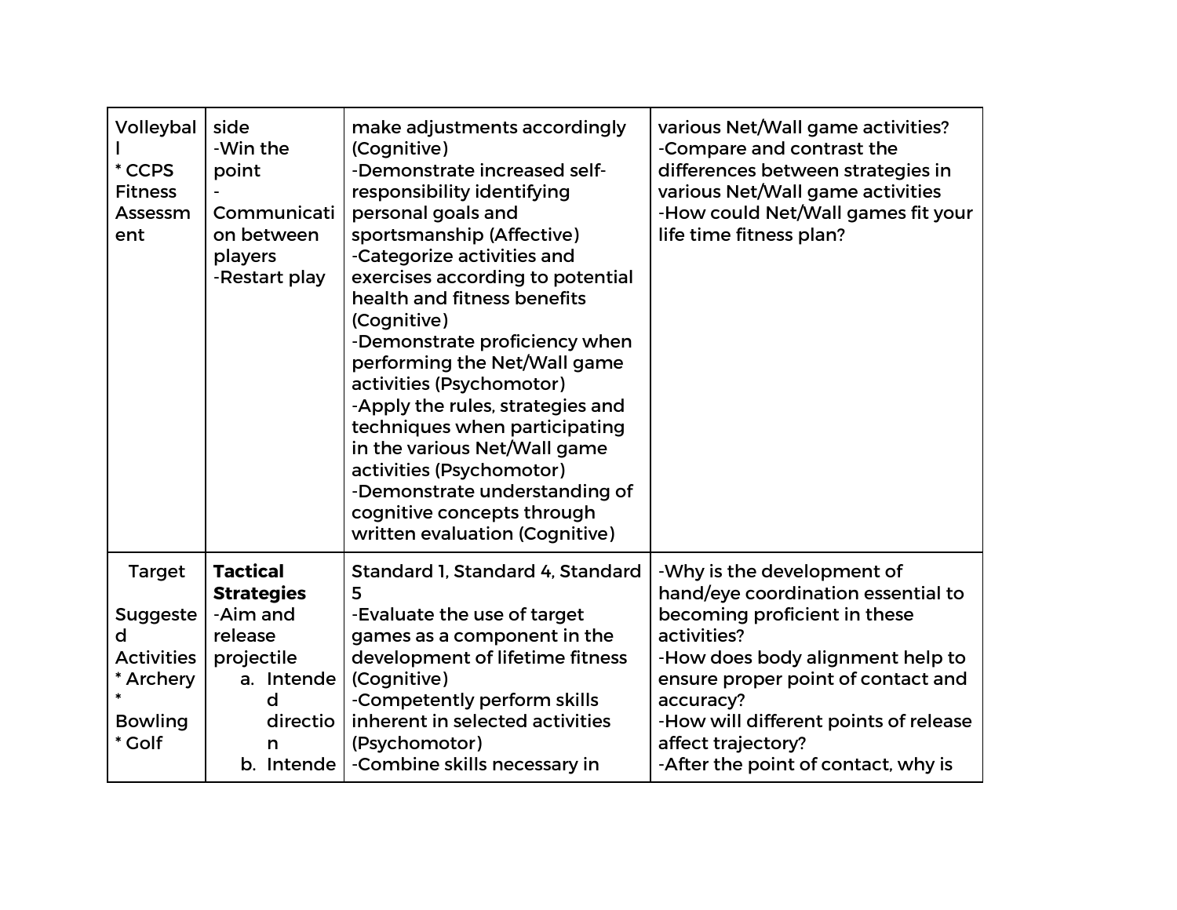| | | | |
|---|---|---|---|
| Volleyball<br>* CCPS Fitness Assessment | side<br>-Win the point<br>-Communication between players<br>-Restart play | make adjustments accordingly (Cognitive)<br>-Demonstrate increased self-responsibility identifying personal goals and sportsmanship (Affective)<br>-Categorize activities and exercises according to potential health and fitness benefits (Cognitive)<br>-Demonstrate proficiency when performing the Net/Wall game activities (Psychomotor)<br>-Apply the rules, strategies and techniques when participating in the various Net/Wall game activities (Psychomotor)<br>-Demonstrate understanding of cognitive concepts through written evaluation (Cognitive) | various Net/Wall game activities?<br>-Compare and contrast the differences between strategies in various Net/Wall game activities<br>-How could Net/Wall games fit your life time fitness plan? |
| Target<br><br>Suggested Activities<br>* Archery<br>* Bowling<br>* Golf | **Tactical Strategies**<br>-Aim and release projectile<br>a. Intended direction<br>b. Intende | Standard 1, Standard 4, Standard 5<br>-Evaluate the use of target games as a component in the development of lifetime fitness (Cognitive)<br>-Competently perform skills inherent in selected activities (Psychomotor)<br>-Combine skills necessary in | -Why is the development of hand/eye coordination essential to becoming proficient in these activities?<br>-How does body alignment help to ensure proper point of contact and accuracy?<br>-How will different points of release affect trajectory?<br>-After the point of contact, why is |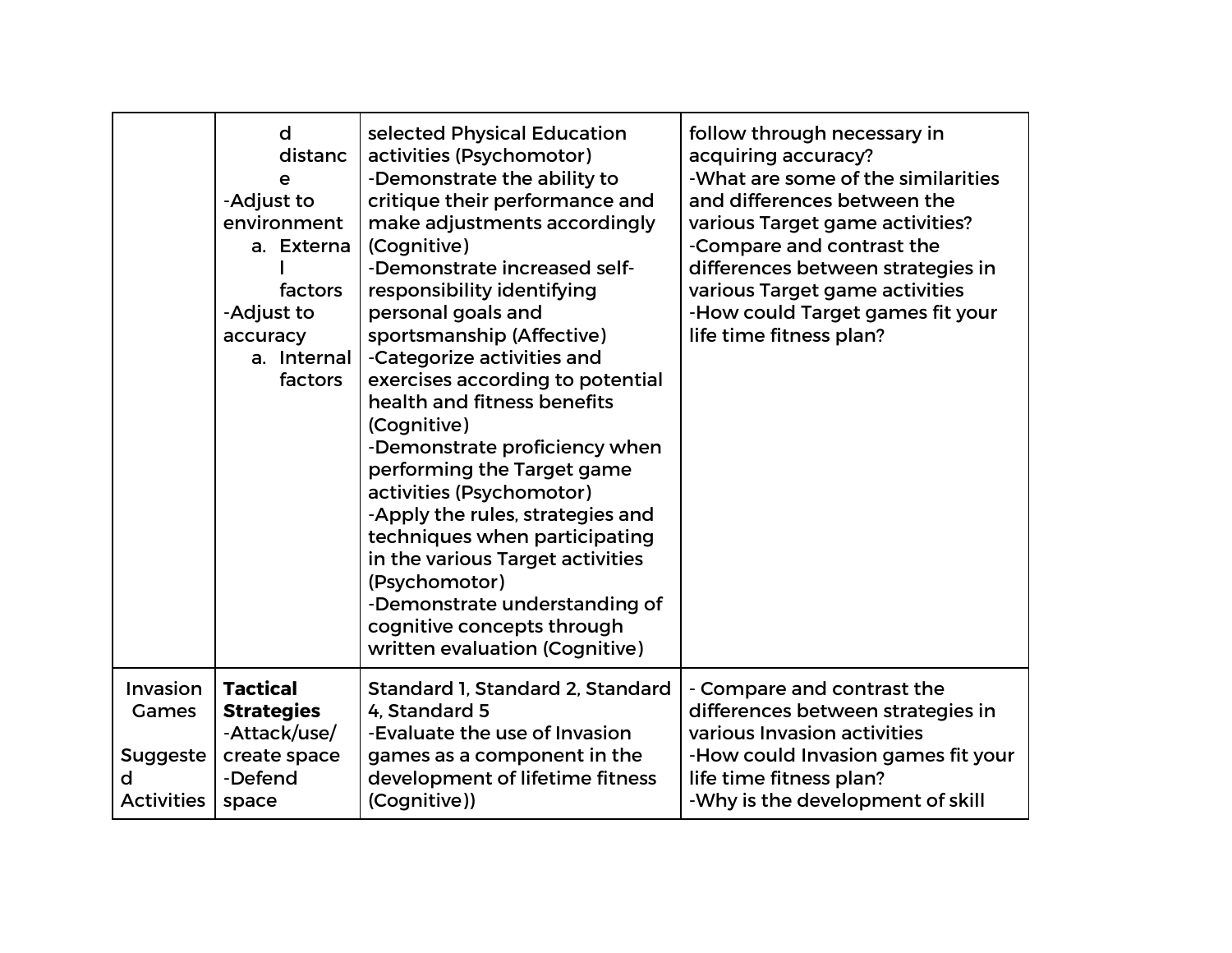| | | | |
|---|---|---|---|
| | d distance<br>-Adjust to environment<br>a. External factors<br>-Adjust to accuracy<br>a. Internal factors | selected Physical Education activities (Psychomotor)<br>-Demonstrate the ability to critique their performance and make adjustments accordingly (Cognitive)<br>-Demonstrate increased self-responsibility identifying personal goals and sportsmanship (Affective)<br>-Categorize activities and exercises according to potential health and fitness benefits (Cognitive)<br>-Demonstrate proficiency when performing the Target game activities (Psychomotor)<br>-Apply the rules, strategies and techniques when participating in the various Target activities (Psychomotor)<br>-Demonstrate understanding of cognitive concepts through written evaluation (Cognitive) | follow through necessary in acquiring accuracy?<br>-What are some of the similarities and differences between the various Target game activities?<br>-Compare and contrast the differences between strategies in various Target game activities<br>-How could Target games fit your life time fitness plan? |
| Invasion Games<br><br>Suggested Activities | **Tactical Strategies**<br>-Attack/use/create space<br>-Defend space | Standard 1, Standard 2, Standard 4, Standard 5<br>-Evaluate the use of Invasion games as a component in the development of lifetime fitness (Cognitive)) | - Compare and contrast the differences between strategies in various Invasion activities<br>-How could Invasion games fit your life time fitness plan?<br>-Why is the development of skill |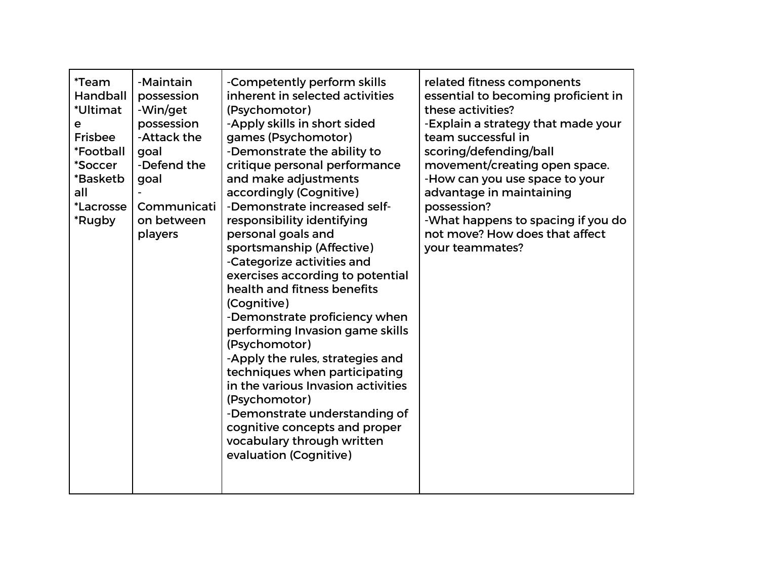| | | | |
|---|---|---|---|
| *Team Handball<br>*Ultimate Frisbee<br>*Football<br>*Soccer<br>*Basketball<br>*Lacrosse<br>*Rugby | -Maintain possession<br>-Win/get possession<br>-Attack the goal<br>-Defend the goal<br>-Communication between players | -Competently perform skills inherent in selected activities (Psychomotor)<br>-Apply skills in short sided games (Psychomotor)<br>-Demonstrate the ability to critique personal performance and make adjustments accordingly (Cognitive)<br>-Demonstrate increased self-responsibility identifying personal goals and sportsmanship (Affective)<br>-Categorize activities and exercises according to potential health and fitness benefits (Cognitive)<br>-Demonstrate proficiency when performing Invasion game skills (Psychomotor)<br>-Apply the rules, strategies and techniques when participating in the various Invasion activities (Psychomotor)<br>-Demonstrate understanding of cognitive concepts and proper vocabulary through written evaluation (Cognitive) | related fitness components essential to becoming proficient in these activities?<br>-Explain a strategy that made your team successful in scoring/defending/ball movement/creating open space.<br>-How can you use space to your advantage in maintaining possession?<br>-What happens to spacing if you do not move? How does that affect your teammates? |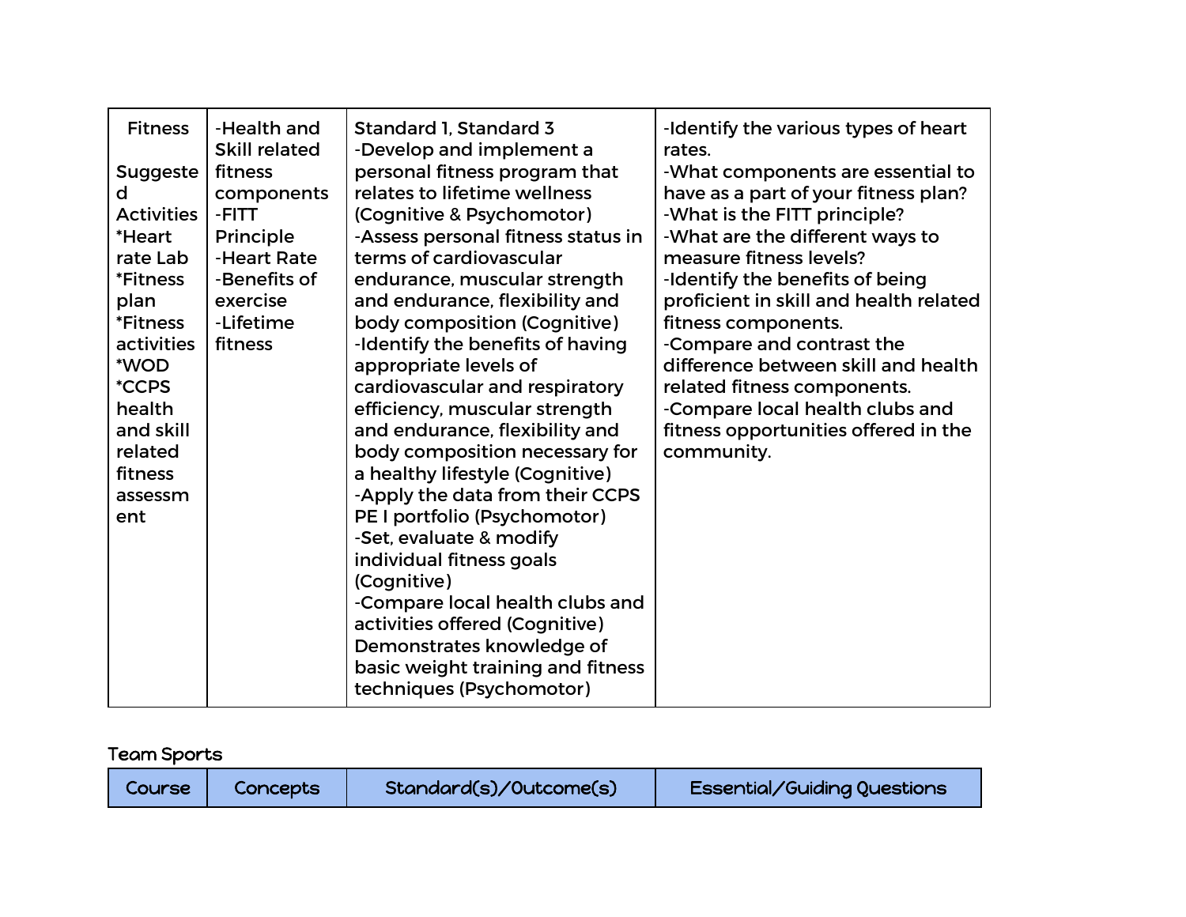| Fitness<br><br>Suggested Activities<br>*Heart rate Lab<br>*Fitness plan<br>*Fitness activities<br>*WOD<br>*CCPS health and skill related fitness assessment | -Health and Skill related fitness components<br>-FITT Principle<br>-Heart Rate<br>-Benefits of exercise<br>-Lifetime fitness | Standard 1, Standard 3<br>-Develop and implement a personal fitness program that relates to lifetime wellness (Cognitive & Psychomotor)<br>-Assess personal fitness status in terms of cardiovascular endurance, muscular strength and endurance, flexibility and body composition (Cognitive)<br>-Identify the benefits of having appropriate levels of cardiovascular and respiratory efficiency, muscular strength and endurance, flexibility and body composition necessary for a healthy lifestyle (Cognitive)<br>-Apply the data from their CCPS PE I portfolio (Psychomotor)<br>-Set, evaluate & modify individual fitness goals (Cognitive)<br>-Compare local health clubs and activities offered (Cognitive)<br>Demonstrates knowledge of basic weight training and fitness techniques (Psychomotor) | -Identify the various types of heart rates.<br>-What components are essential to have as a part of your fitness plan?<br>-What is the FITT principle?<br>-What are the different ways to measure fitness levels?<br>-Identify the benefits of being proficient in skill and health related fitness components.<br>-Compare and contrast the difference between skill and health related fitness components.<br>-Compare local health clubs and fitness opportunities offered in the community. |
|---|---|---|---|

## Team Sports

| Course | Concepts | Standard(s)/Outcome(s) | Essential/Guiding Questions |
|---|---|---|---|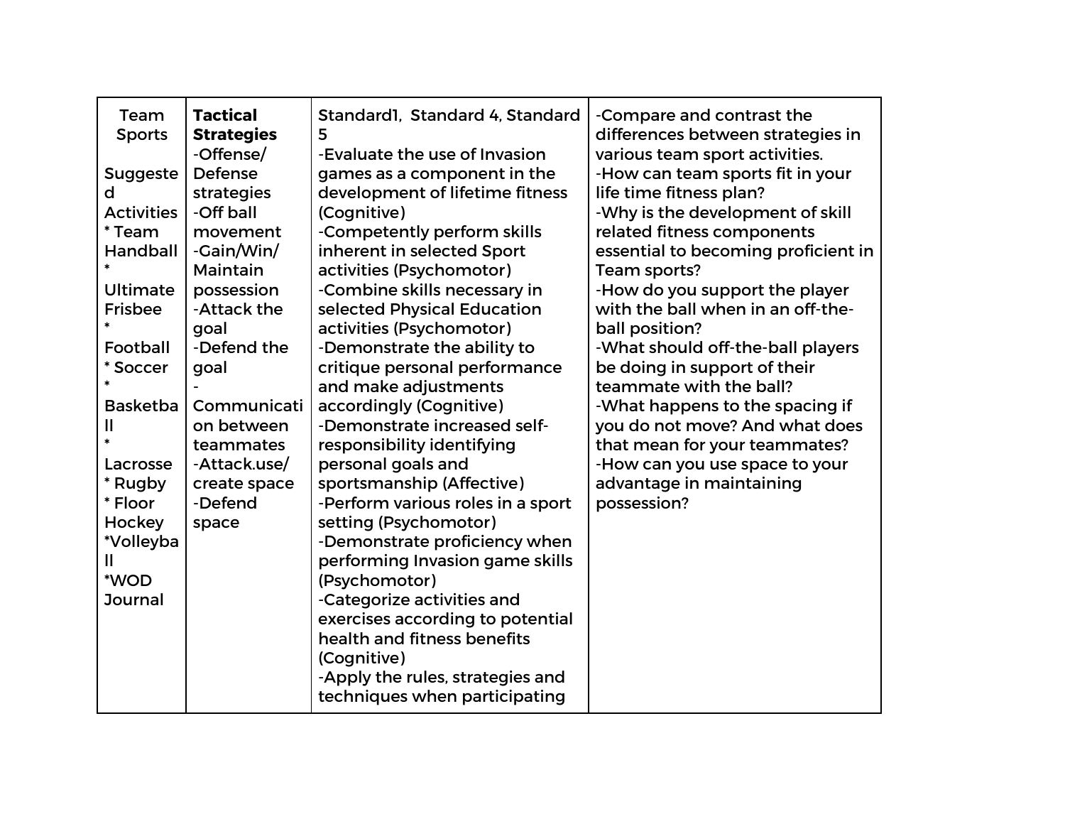| Team Sports<br><br>Suggested Activities<br>* Team Handball<br>* Ultimate Frisbee<br>* Football<br>* Soccer<br>* Basketball<br>* Lacrosse<br>* Rugby<br>* Floor Hockey<br>*Volleyball<br>*WOD Journal | **Tactical Strategies**<br>-Offense/ Defense strategies<br>-Off ball movement<br>-Gain/Win/ Maintain possession<br>-Attack the goal<br>-Defend the goal<br>-Communication between teammates<br>-Attack.use/ create space<br>-Defend space | Standard1, Standard 4, Standard 5<br>-Evaluate the use of Invasion games as a component in the development of lifetime fitness (Cognitive)<br>-Competently perform skills inherent in selected Sport activities (Psychomotor)<br>-Combine skills necessary in selected Physical Education activities (Psychomotor)<br>-Demonstrate the ability to critique personal performance and make adjustments accordingly (Cognitive)<br>-Demonstrate increased self-responsibility identifying personal goals and sportsmanship (Affective)<br>-Perform various roles in a sport setting (Psychomotor)<br>-Demonstrate proficiency when performing Invasion game skills (Psychomotor)<br>-Categorize activities and exercises according to potential health and fitness benefits (Cognitive)<br>-Apply the rules, strategies and techniques when participating | -Compare and contrast the differences between strategies in various team sport activities.<br>-How can team sports fit in your life time fitness plan?<br>-Why is the development of skill related fitness components essential to becoming proficient in Team sports?<br>-How do you support the player with the ball when in an off-the-ball position?<br>-What should off-the-ball players be doing in support of their teammate with the ball?<br>-What happens to the spacing if you do not move? And what does that mean for your teammates?<br>-How can you use space to your advantage in maintaining possession? |
|---|---|---|---|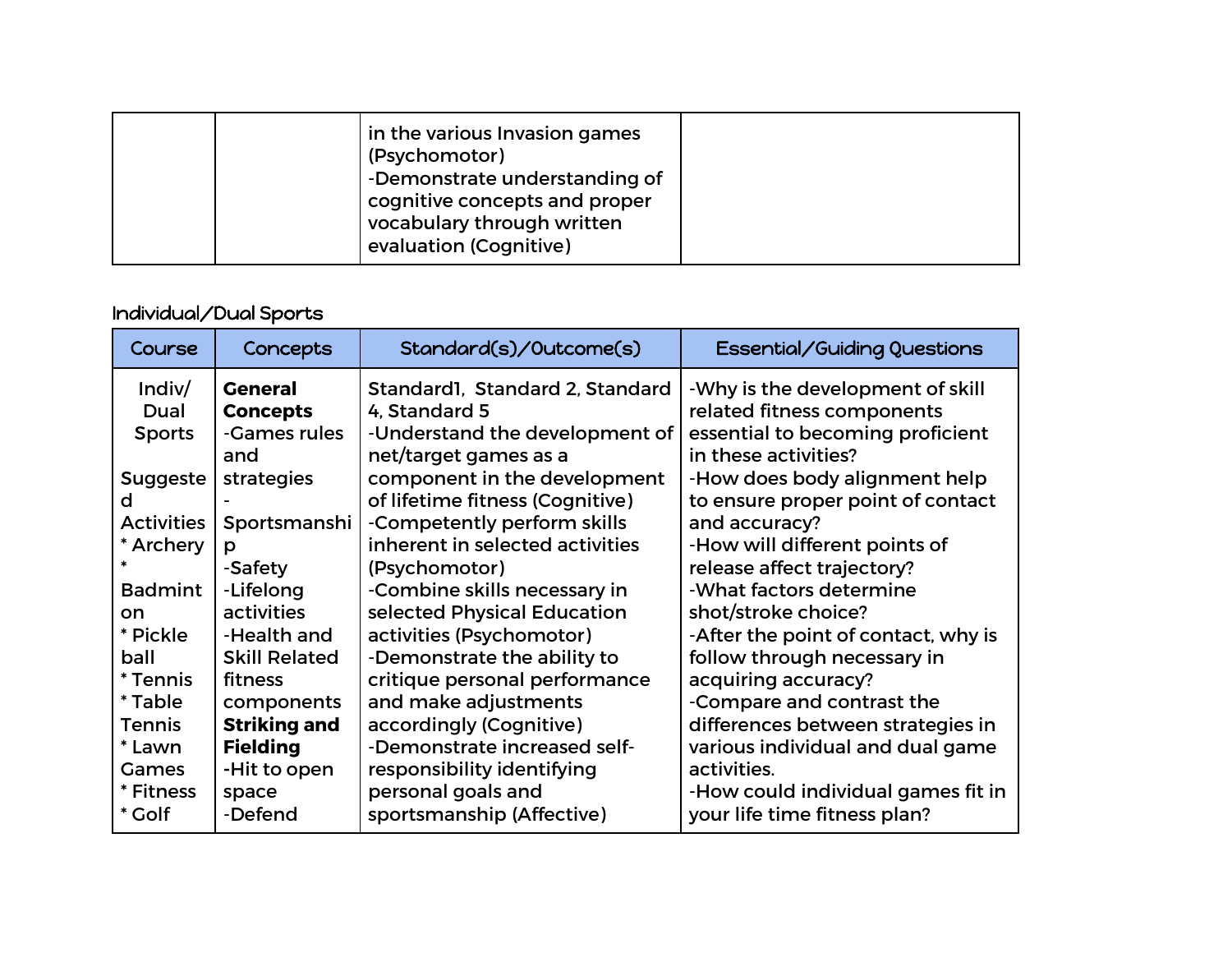|  |  | in the various Invasion games (Psychomotor)<br>-Demonstrate understanding of cognitive concepts and proper vocabulary through written evaluation (Cognitive) |  |
|---|---|---|---|

Individual/Dual Sports

| Course | Concepts | Standard(s)/Outcome(s) | Essential/Guiding Questions |
|---|---|---|---|
| Indiv/ Dual Sports<br><br>Suggested Activities<br>* Archery<br>* Badminton<br>* Pickle ball<br>* Tennis<br>* Table Tennis<br>* Lawn Games<br>* Fitness<br>* Golf | **General Concepts**<br>-Games rules and strategies<br>-Sportsmanship<br>-Safety<br>-Lifelong activities<br>-Health and Skill Related fitness components<br>**Striking and Fielding**<br>-Hit to open space<br>-Defend | Standard1, Standard 2, Standard 4, Standard 5<br>-Understand the development of net/target games as a component in the development of lifetime fitness (Cognitive)<br>-Competently perform skills inherent in selected activities (Psychomotor)<br>-Combine skills necessary in selected Physical Education activities (Psychomotor)<br>-Demonstrate the ability to critique personal performance and make adjustments accordingly (Cognitive)<br>-Demonstrate increased self-responsibility identifying personal goals and sportsmanship (Affective) | -Why is the development of skill related fitness components essential to becoming proficient in these activities?<br>-How does body alignment help to ensure proper point of contact and accuracy?<br>-How will different points of release affect trajectory?<br>-What factors determine shot/stroke choice?<br>-After the point of contact, why is follow through necessary in acquiring accuracy?<br>-Compare and contrast the differences between strategies in various individual and dual game activities.<br>-How could individual games fit in your life time fitness plan? |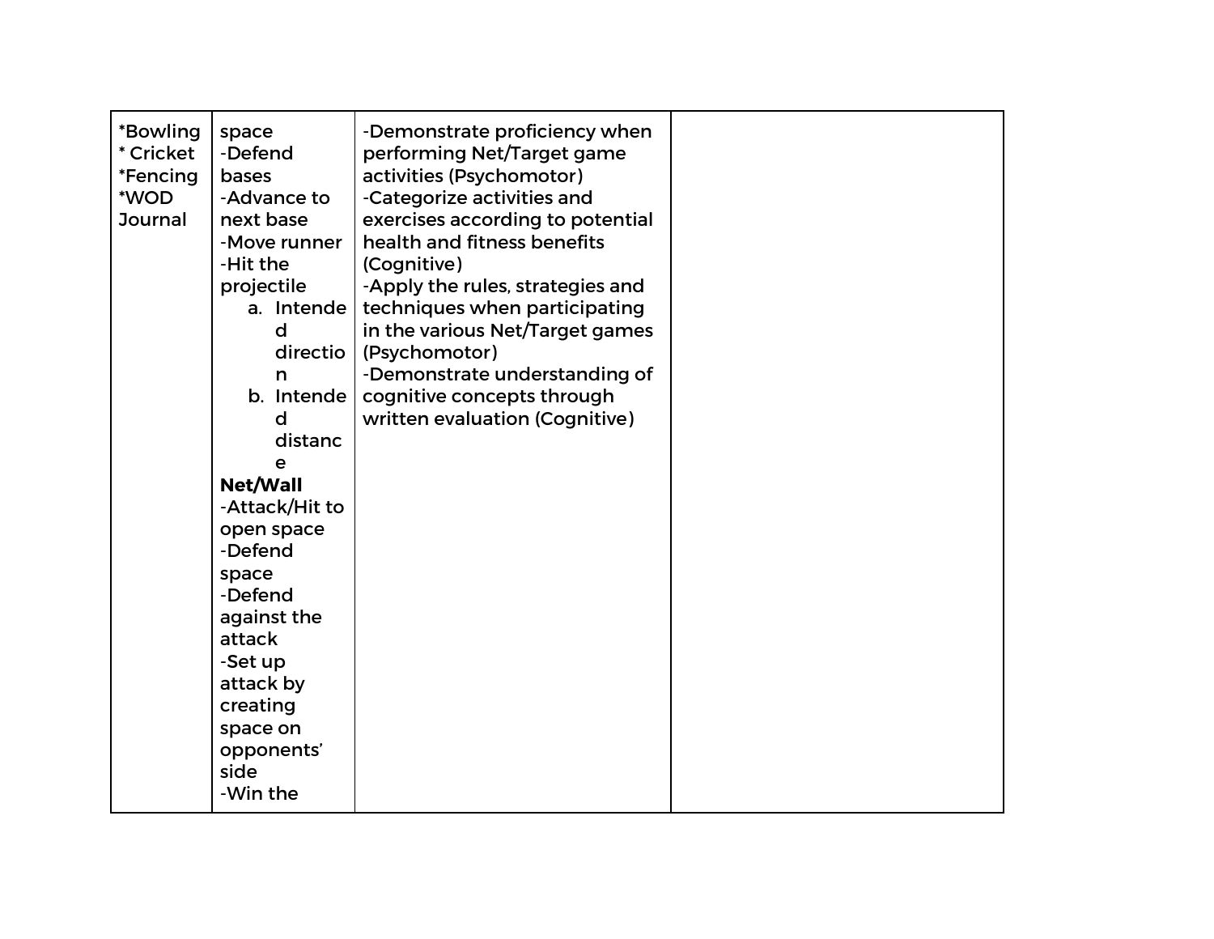| | | | |
|---|---|---|---|
| *Bowling<br>* Cricket<br>*Fencing<br>*WOD Journal | space<br>-Defend bases<br>-Advance to next base<br>-Move runner<br>-Hit the projectile<br>a. Intended direction<br>b. Intended distance<br>**Net/Wall**<br>-Attack/Hit to open space<br>-Defend space<br>-Defend against the attack<br>-Set up attack by creating space on opponents' side<br>-Win the | -Demonstrate proficiency when performing Net/Target game activities (Psychomotor)<br>-Categorize activities and exercises according to potential health and fitness benefits (Cognitive)<br>-Apply the rules, strategies and techniques when participating in the various Net/Target games (Psychomotor)<br>-Demonstrate understanding of cognitive concepts through written evaluation (Cognitive) | |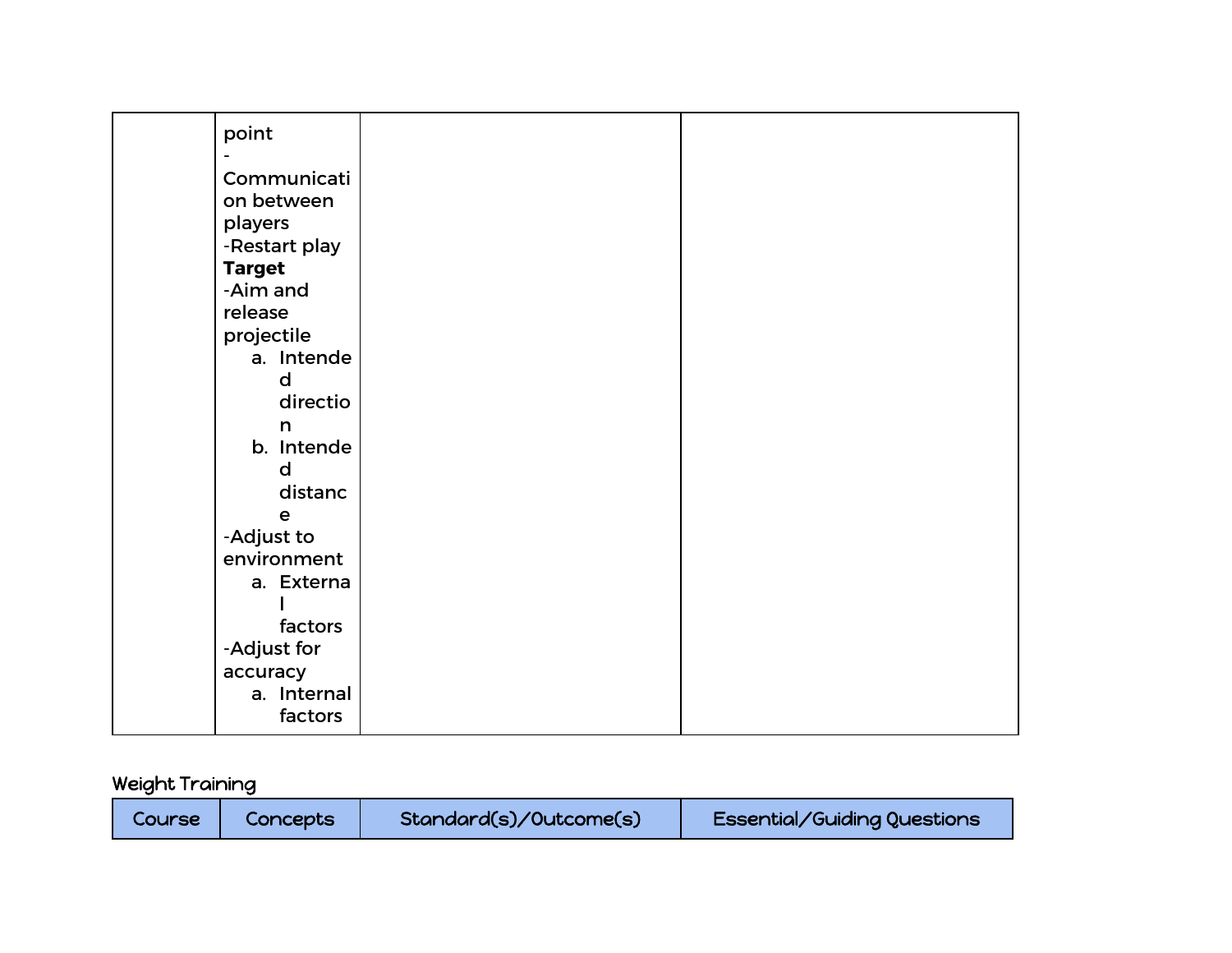| | | | |
|---|---|---|---|
| | point<br>-Communication between players<br>-Restart play<br>**Target**<br>-Aim and release projectile<br>a. Intended direction<br>b. Intended distance<br>-Adjust to environment<br>a. External factors<br>-Adjust for accuracy<br>a. Internal factors | | |

Weight Training

| Course | Concepts | Standard(s)/Outcome(s) | Essential/Guiding Questions |
|---|---|---|---|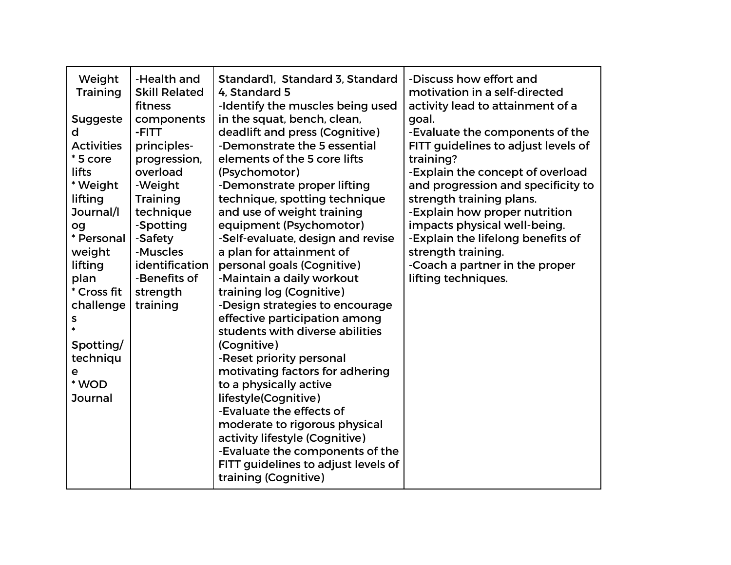| Weight Training<br><br>Suggested Activities<br>* 5 core lifts<br>* Weight lifting Journal/log<br>* Personal weight lifting plan<br>* Cross fit challenges<br>* Spotting/technique<br>* WOD Journal | -Health and Skill Related fitness components<br>-FITT principles- progression, overload<br>-Weight Training technique<br>-Spotting<br>-Safety<br>-Muscles identification<br>-Benefits of strength training | Standard1, Standard 3, Standard 4, Standard 5<br>-Identify the muscles being used in the squat, bench, clean, deadlift and press (Cognitive)<br>-Demonstrate the 5 essential elements of the 5 core lifts (Psychomotor)<br>-Demonstrate proper lifting technique, spotting technique and use of weight training equipment (Psychomotor)<br>-Self-evaluate, design and revise a plan for attainment of personal goals (Cognitive)<br>-Maintain a daily workout training log (Cognitive)<br>-Design strategies to encourage effective participation among students with diverse abilities (Cognitive)<br>-Reset priority personal motivating factors for adhering to a physically active lifestyle(Cognitive)<br>-Evaluate the effects of moderate to rigorous physical activity lifestyle (Cognitive)<br>-Evaluate the components of the FITT guidelines to adjust levels of training (Cognitive) | -Discuss how effort and motivation in a self-directed activity lead to attainment of a goal.<br>-Evaluate the components of the FITT guidelines to adjust levels of training?<br>-Explain the concept of overload and progression and specificity to strength training plans.<br>-Explain how proper nutrition impacts physical well-being.<br>-Explain the lifelong benefits of strength training.<br>-Coach a partner in the proper lifting techniques. |
|---|---|---|---|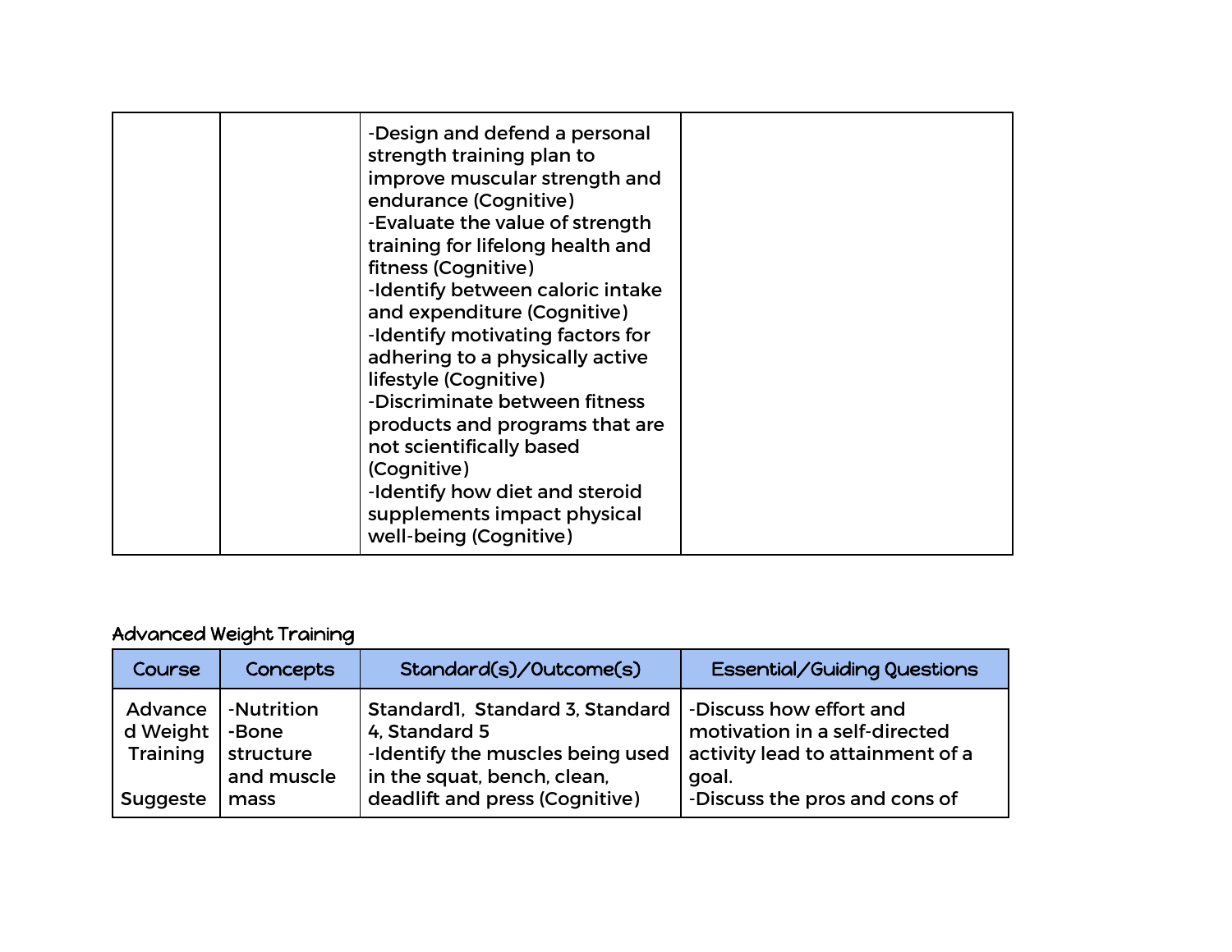| | | | |
|---|---|---|---|
| | | -Design and defend a personal strength training plan to improve muscular strength and endurance (Cognitive)<br>-Evaluate the value of strength training for lifelong health and fitness (Cognitive)<br>-Identify between caloric intake and expenditure (Cognitive)<br>-Identify motivating factors for adhering to a physically active lifestyle (Cognitive)<br>-Discriminate between fitness products and programs that are not scientifically based (Cognitive)<br>-Identify how diet and steroid supplements impact physical well-being (Cognitive) | |

Advanced Weight Training

| Course | Concepts | Standard(s)/Outcome(s) | Essential/Guiding Questions |
|---|---|---|---|
| Advanced Weight Training<br><br>Suggeste | -Nutrition<br>-Bone structure and muscle mass | Standard1, Standard 3, Standard 4, Standard 5<br>-Identify the muscles being used in the squat, bench, clean, deadlift and press (Cognitive) | -Discuss how effort and motivation in a self-directed activity lead to attainment of a goal.<br>-Discuss the pros and cons of |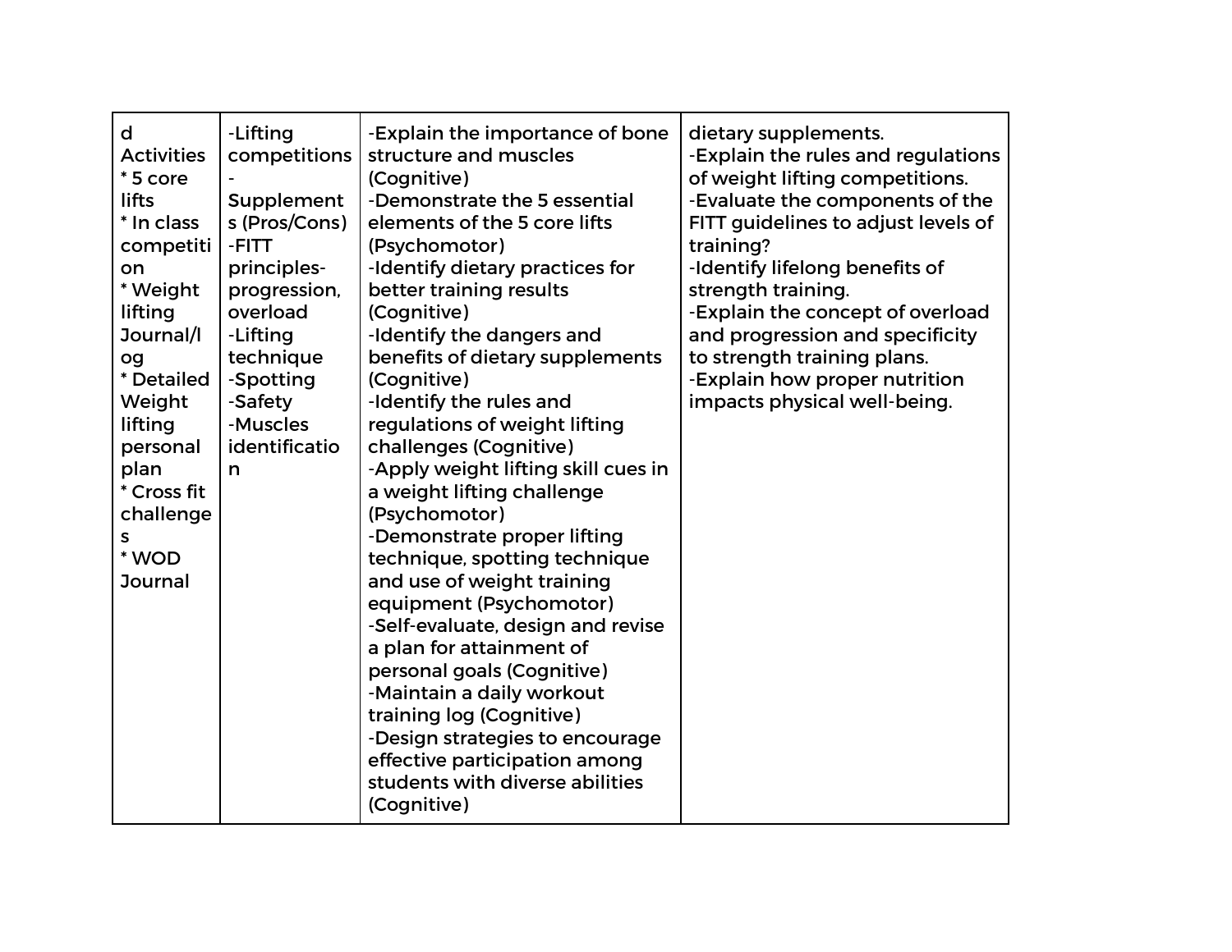| d Activities * 5 core lifts * In class competition * Weight lifting Journal/log * Detailed Weight lifting personal plan * Cross fit challenges * WOD Journal | -Lifting competitions -Supplements (Pros/Cons) -FITT principles- progression, overload -Lifting technique -Spotting -Safety -Muscles identification | -Explain the importance of bone structure and muscles (Cognitive) -Demonstrate the 5 essential elements of the 5 core lifts (Psychomotor) -Identify dietary practices for better training results (Cognitive) -Identify the dangers and benefits of dietary supplements (Cognitive) -Identify the rules and regulations of weight lifting challenges (Cognitive) -Apply weight lifting skill cues in a weight lifting challenge (Psychomotor) -Demonstrate proper lifting technique, spotting technique and use of weight training equipment (Psychomotor) -Self-evaluate, design and revise a plan for attainment of personal goals (Cognitive) -Maintain a daily workout training log (Cognitive) -Design strategies to encourage effective participation among students with diverse abilities (Cognitive) | dietary supplements. -Explain the rules and regulations of weight lifting competitions. -Evaluate the components of the FITT guidelines to adjust levels of training? -Identify lifelong benefits of strength training. -Explain the concept of overload and progression and specificity to strength training plans. -Explain how proper nutrition impacts physical well-being. |
|---|---|---|---|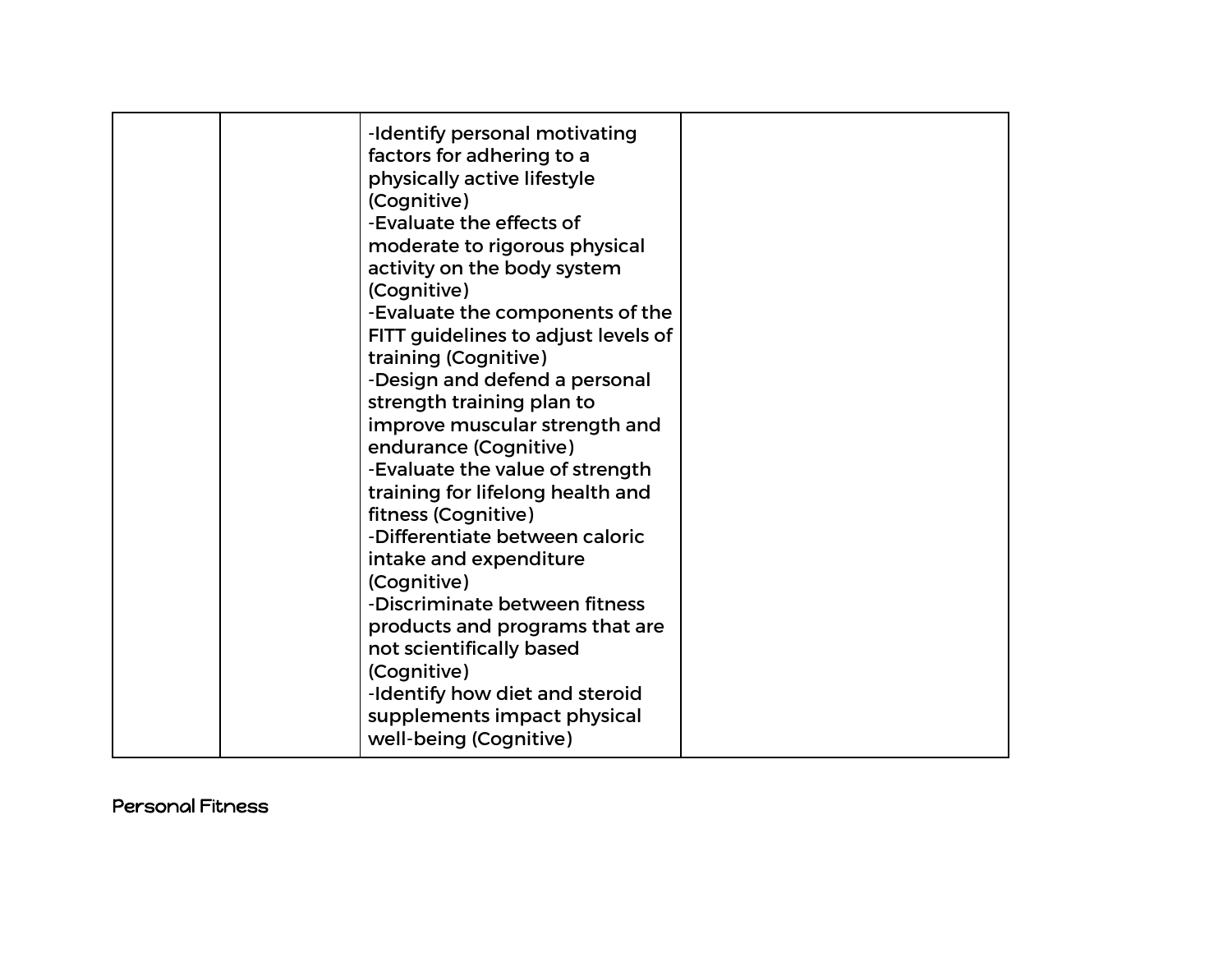| | | | |
|---|---|---|---|
| | | -Identify personal motivating factors for adhering to a physically active lifestyle (Cognitive)<br>-Evaluate the effects of moderate to rigorous physical activity on the body system (Cognitive)<br>-Evaluate the components of the FITT guidelines to adjust levels of training (Cognitive)<br>-Design and defend a personal strength training plan to improve muscular strength and endurance (Cognitive)<br>-Evaluate the value of strength training for lifelong health and fitness (Cognitive)<br>-Differentiate between caloric intake and expenditure (Cognitive)<br>-Discriminate between fitness products and programs that are not scientifically based (Cognitive)<br>-Identify how diet and steroid supplements impact physical well-being (Cognitive) | |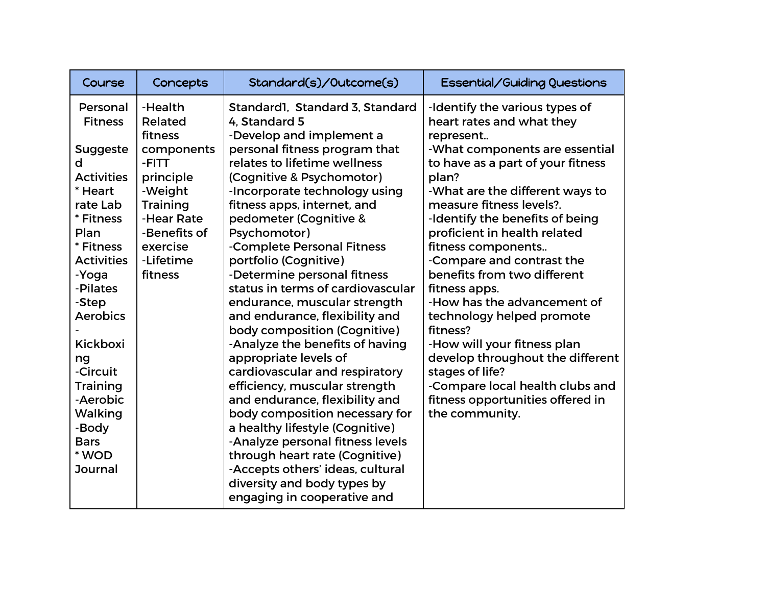| Course | Concepts | Standard(s)/Outcome(s) | Essential/Guiding Questions |
|---|---|---|---|
| Personal Fitness<br><br>Suggested Activities<br>* Heart rate Lab<br>* Fitness Plan<br>* Fitness Activities<br>-Yoga<br>-Pilates<br>-Step Aerobics<br>-Kickboxing<br>-Circuit Training<br>-Aerobic Walking<br>-Body Bars<br>* WOD Journal | -Health Related fitness components<br>-FITT principle<br>-Weight Training<br>-Hear Rate<br>-Benefits of exercise<br>-Lifetime fitness | Standard1, Standard 3, Standard 4, Standard 5<br>-Develop and implement a personal fitness program that relates to lifetime wellness (Cognitive & Psychomotor)<br>-Incorporate technology using fitness apps, internet, and pedometer (Cognitive & Psychomotor)<br>-Complete Personal Fitness portfolio (Cognitive)<br>-Determine personal fitness status in terms of cardiovascular endurance, muscular strength and endurance, flexibility and body composition (Cognitive)<br>-Analyze the benefits of having appropriate levels of cardiovascular and respiratory efficiency, muscular strength and endurance, flexibility and body composition necessary for a healthy lifestyle (Cognitive)<br>-Analyze personal fitness levels through heart rate (Cognitive)<br>-Accepts others' ideas, cultural diversity and body types by engaging in cooperative and | -Identify the various types of heart rates and what they represent..<br>-What components are essential to have as a part of your fitness plan?<br>-What are the different ways to measure fitness levels?.<br>-Identify the benefits of being proficient in health related fitness components..<br>-Compare and contrast the benefits from two different fitness apps.<br>-How has the advancement of technology helped promote fitness?<br>-How will your fitness plan develop throughout the different stages of life?<br>-Compare local health clubs and fitness opportunities offered in the community. |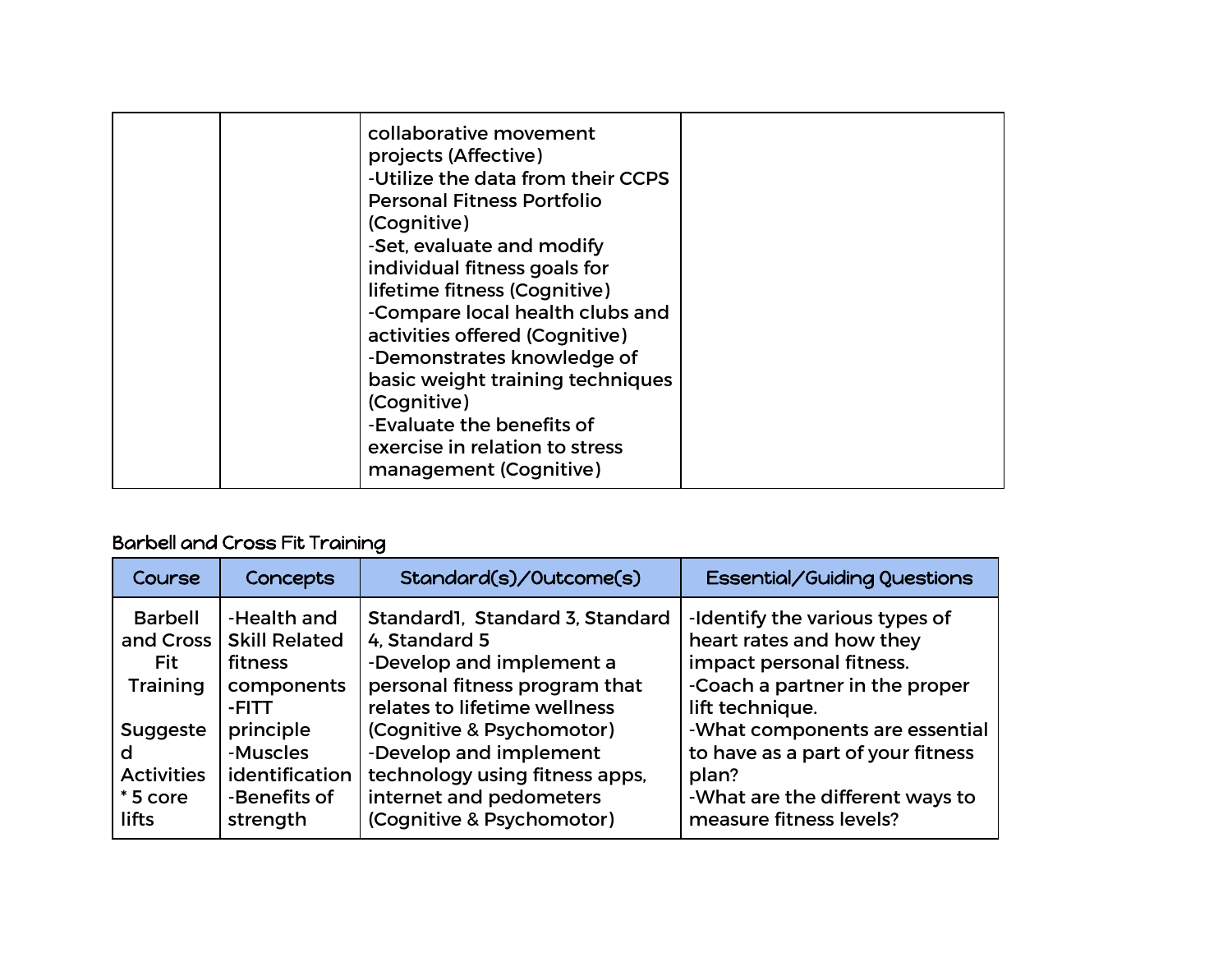| | | | |
|---|---|---|---|
| | | collaborative movement projects (Affective)<br>-Utilize the data from their CCPS Personal Fitness Portfolio (Cognitive)<br>-Set, evaluate and modify individual fitness goals for lifetime fitness (Cognitive)<br>-Compare local health clubs and activities offered (Cognitive)<br>-Demonstrates knowledge of basic weight training techniques (Cognitive)<br>-Evaluate the benefits of exercise in relation to stress management (Cognitive) | |

Barbell and Cross Fit Training

| Course | Concepts | Standard(s)/Outcome(s) | Essential/Guiding Questions |
|---|---|---|---|
| Barbell and Cross Fit Training<br><br>Suggested Activities<br>* 5 core lifts | -Health and Skill Related fitness components<br>-FITT principle<br>-Muscles identification<br>-Benefits of strength | Standard1, Standard 3, Standard 4, Standard 5<br>-Develop and implement a personal fitness program that relates to lifetime wellness (Cognitive & Psychomotor)<br>-Develop and implement technology using fitness apps, internet and pedometers (Cognitive & Psychomotor) | -Identify the various types of heart rates and how they impact personal fitness.<br>-Coach a partner in the proper lift technique.<br>-What components are essential to have as a part of your fitness plan?<br>-What are the different ways to measure fitness levels? |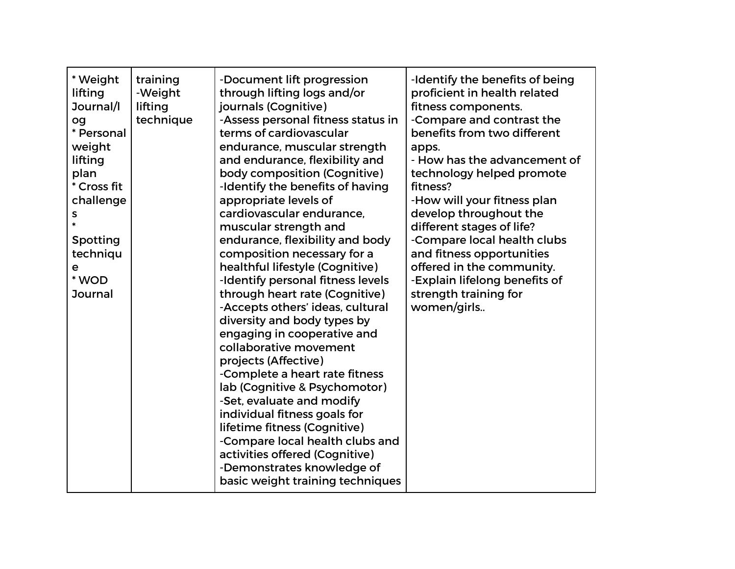| | | | |
|---|---|---|---|
| * Weight lifting Journal/log<br>* Personal weight lifting plan<br>* Cross fit challenges<br>* Spotting technique<br>* WOD Journal | training<br>-Weight lifting technique | -Document lift progression through lifting logs and/or journals (Cognitive)<br>-Assess personal fitness status in terms of cardiovascular endurance, muscular strength and endurance, flexibility and body composition (Cognitive)<br>-Identify the benefits of having appropriate levels of cardiovascular endurance, muscular strength and endurance, flexibility and body composition necessary for a healthful lifestyle (Cognitive)<br>-Identify personal fitness levels through heart rate (Cognitive)<br>-Accepts others' ideas, cultural diversity and body types by engaging in cooperative and collaborative movement projects (Affective)<br>-Complete a heart rate fitness lab (Cognitive & Psychomotor)<br>-Set, evaluate and modify individual fitness goals for lifetime fitness (Cognitive)<br>-Compare local health clubs and activities offered (Cognitive)<br>-Demonstrates knowledge of basic weight training techniques | -Identify the benefits of being proficient in health related fitness components.<br>-Compare and contrast the benefits from two different apps.<br>- How has the advancement of technology helped promote fitness?<br>-How will your fitness plan develop throughout the different stages of life?<br>-Compare local health clubs and fitness opportunities offered in the community.<br>-Explain lifelong benefits of strength training for women/girls.. |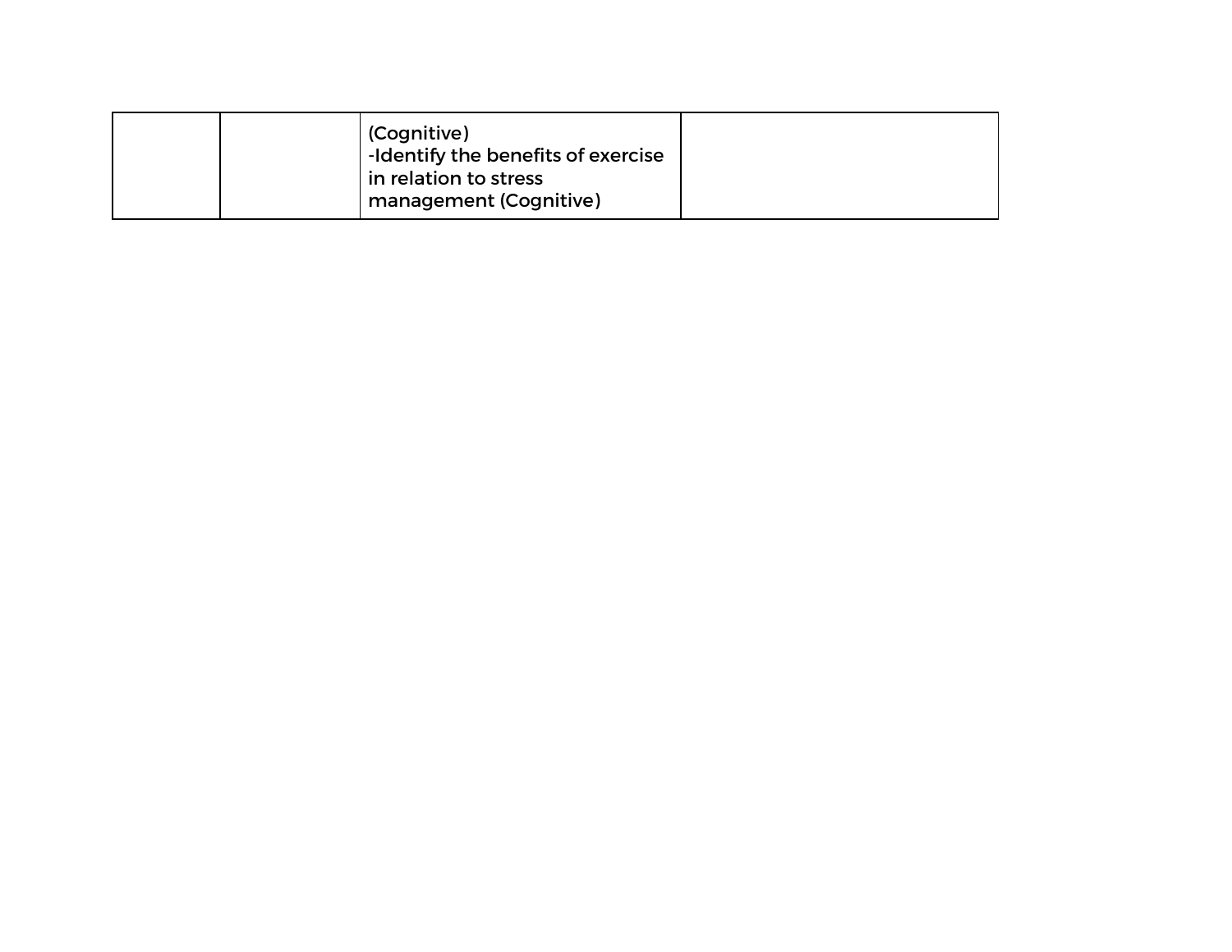| | | | |
|---|---|---|---|
| | | (Cognitive)<br>-Identify the benefits of exercise in relation to stress management (Cognitive) | |